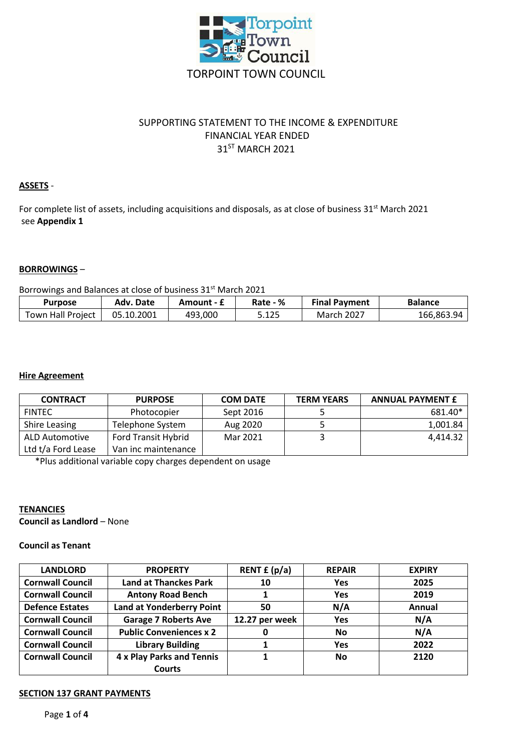# TORPOINT TOWN COUNCIL

SUPPORTING STATEMENT TO THE INCOME & EXPENDITURE
FINANCIAL YEAR ENDED
31[ST] MARCH 2021

**ASSETS** -

For complete list of assets, including acquisitions and disposals, as at close of business 31[st] March 2021 see **Appendix 1**

**BORROWINGS** –

Borrowings and Balances at close of business 31[st] March 2021

| Purpose | Adv. Date | Amount - £ | Rate - % | Final Payment | Balance |
|---|---|---|---|---|---|
| Town Hall Project | 05.10.2001 | 493,000 | 5.125 | March 2027 | 166,863.94 |

**Hire Agreement**

| CONTRACT | PURPOSE | COM DATE | TERM YEARS | ANNUAL PAYMENT £ |
|---|---|---|---|---|
| FINTEC | Photocopier | Sept 2016 | 5 | 681.40* |
| Shire Leasing | Telephone System | Aug 2020 | 5 | 1,001.84 |
| ALD Automotive Ltd t/a Ford Lease | Ford Transit Hybrid Van inc maintenance | Mar 2021 | 3 | 4,414.32 |

*Plus additional variable copy charges dependent on usage

**TENANCIES**
**Council as Landlord** – None

**Council as Tenant**

| LANDLORD | PROPERTY | RENT £ (p/a) | REPAIR | EXPIRY |
|---|---|---|---|---|
| **Cornwall Council** | **Land at Thanckes Park** | **10** | **Yes** | **2025** |
| **Cornwall Council** | **Antony Road Bench** | **1** | **Yes** | **2019** |
| **Defence Estates** | **Land at Yonderberry Point** | **50** | **N/A** | **Annual** |
| **Cornwall Council** | **Garage 7 Roberts Ave** | **12.27 per week** | **Yes** | **N/A** |
| **Cornwall Council** | **Public Conveniences x 2** | **0** | **No** | **N/A** |
| **Cornwall Council** | **Library Building** | **1** | **Yes** | **2022** |
| **Cornwall Council** | **4 x Play Parks and Tennis Courts** | **1** | **No** | **2120** |

**SECTION 137 GRANT PAYMENTS**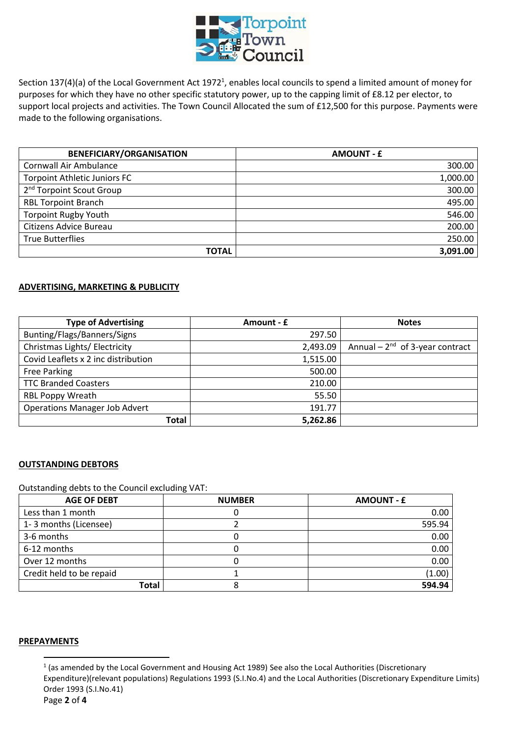Section 137(4)(a) of the Local Government Act 1972[1], enables local councils to spend a limited amount of money for purposes for which they have no other specific statutory power, up to the capping limit of £8.12 per elector, to support local projects and activities. The Town Council Allocated the sum of £12,500 for this purpose. Payments were made to the following organisations.

| BENEFICIARY/ORGANISATION | AMOUNT - £ |
|---|---:|
| Cornwall Air Ambulance | 300.00 |
| Torpoint Athletic Juniors FC | 1,000.00 |
| 2nd Torpoint Scout Group | 300.00 |
| RBL Torpoint Branch | 495.00 |
| Torpoint Rugby Youth | 546.00 |
| Citizens Advice Bureau | 200.00 |
| True Butterflies | 250.00 |
| **TOTAL** | **3,091.00** |

## ADVERTISING, MARKETING & PUBLICITY

| Type of Advertising | Amount - £ | Notes |
|---|---:|---|
| Bunting/Flags/Banners/Signs | 297.50 | |
| Christmas Lights/ Electricity | 2,493.09 | Annual – 2nd of 3-year contract |
| Covid Leaflets x 2 inc distribution | 1,515.00 | |
| Free Parking | 500.00 | |
| TTC Branded Coasters | 210.00 | |
| RBL Poppy Wreath | 55.50 | |
| Operations Manager Job Advert | 191.77 | |
| **Total** | **5,262.86** | |

## OUTSTANDING DEBTORS

Outstanding debts to the Council excluding VAT:

| AGE OF DEBT | NUMBER | AMOUNT - £ |
|---|:---:|---:|
| Less than 1 month | 0 | 0.00 |
| 1- 3 months (Licensee) | 2 | 595.94 |
| 3-6 months | 0 | 0.00 |
| 6-12 months | 0 | 0.00 |
| Over 12 months | 0 | 0.00 |
| Credit held to be repaid | 1 | (1.00) |
| **Total** | 8 | **594.94** |

## PREPAYMENTS

[1] (as amended by the Local Government and Housing Act 1989) See also the Local Authorities (Discretionary Expenditure)(relevant populations) Regulations 1993 (S.I.No.4) and the Local Authorities (Discretionary Expenditure Limits) Order 1993 (S.I.No.41)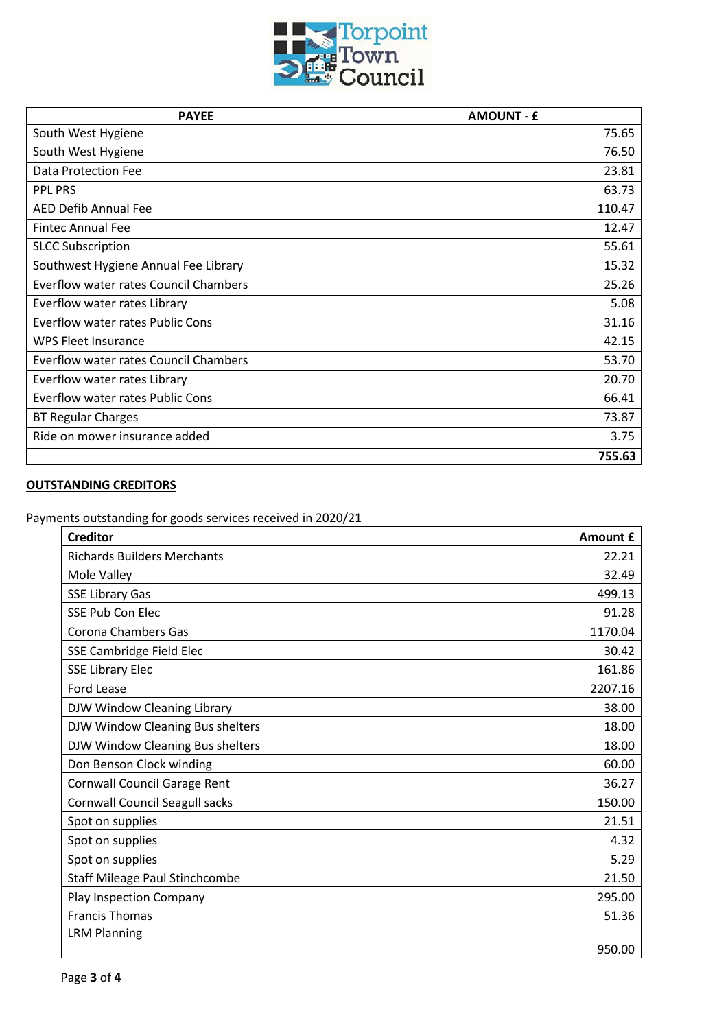Torpoint Town Council

| PAYEE | AMOUNT - £ |
|---|---|
| South West Hygiene | 75.65 |
| South West Hygiene | 76.50 |
| Data Protection Fee | 23.81 |
| PPL PRS | 63.73 |
| AED Defib Annual Fee | 110.47 |
| Fintec Annual Fee | 12.47 |
| SLCC Subscription | 55.61 |
| Southwest Hygiene Annual Fee Library | 15.32 |
| Everflow water rates Council Chambers | 25.26 |
| Everflow water rates Library | 5.08 |
| Everflow water rates Public Cons | 31.16 |
| WPS Fleet Insurance | 42.15 |
| Everflow water rates Council Chambers | 53.70 |
| Everflow water rates Library | 20.70 |
| Everflow water rates Public Cons | 66.41 |
| BT Regular Charges | 73.87 |
| Ride on mower insurance added | 3.75 |
| | **755.63** |

## OUTSTANDING CREDITORS

Payments outstanding for goods services received in 2020/21

| Creditor | Amount £ |
|---|---|
| Richards Builders Merchants | 22.21 |
| Mole Valley | 32.49 |
| SSE Library Gas | 499.13 |
| SSE Pub Con Elec | 91.28 |
| Corona Chambers Gas | 1170.04 |
| SSE Cambridge Field Elec | 30.42 |
| SSE Library Elec | 161.86 |
| Ford Lease | 2207.16 |
| DJW Window Cleaning Library | 38.00 |
| DJW Window Cleaning Bus shelters | 18.00 |
| DJW Window Cleaning Bus shelters | 18.00 |
| Don Benson Clock winding | 60.00 |
| Cornwall Council Garage Rent | 36.27 |
| Cornwall Council Seagull sacks | 150.00 |
| Spot on supplies | 21.51 |
| Spot on supplies | 4.32 |
| Spot on supplies | 5.29 |
| Staff Mileage Paul Stinchcombe | 21.50 |
| Play Inspection Company | 295.00 |
| Francis Thomas | 51.36 |
| LRM Planning | 950.00 |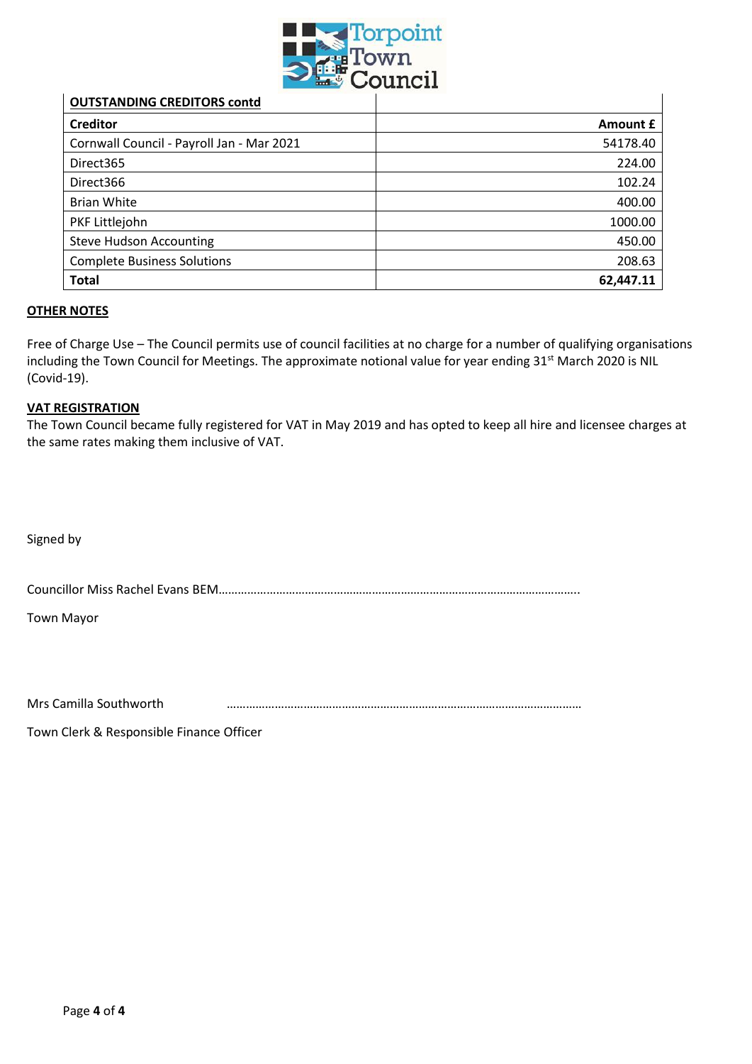| **OUTSTANDING CREDITORS contd** | |
| --- | --- |
| **Creditor** | **Amount £** |
| Cornwall Council - Payroll Jan - Mar 2021 | 54178.40 |
| Direct365 | 224.00 |
| Direct366 | 102.24 |
| Brian White | 400.00 |
| PKF Littlejohn | 1000.00 |
| Steve Hudson Accounting | 450.00 |
| Complete Business Solutions | 208.63 |
| **Total** | **62,447.11** |

**OTHER NOTES**

Free of Charge Use – The Council permits use of council facilities at no charge for a number of qualifying organisations including the Town Council for Meetings. The approximate notional value for year ending 31st March 2020 is NIL (Covid-19).

**VAT REGISTRATION**

The Town Council became fully registered for VAT in May 2019 and has opted to keep all hire and licensee charges at the same rates making them inclusive of VAT.

Signed by

Councillor Miss Rachel Evans BEM……………………………………………………………………………………………….

Town Mayor

Mrs Camilla Southworth ……………………………………………………………………………………………

Town Clerk & Responsible Finance Officer